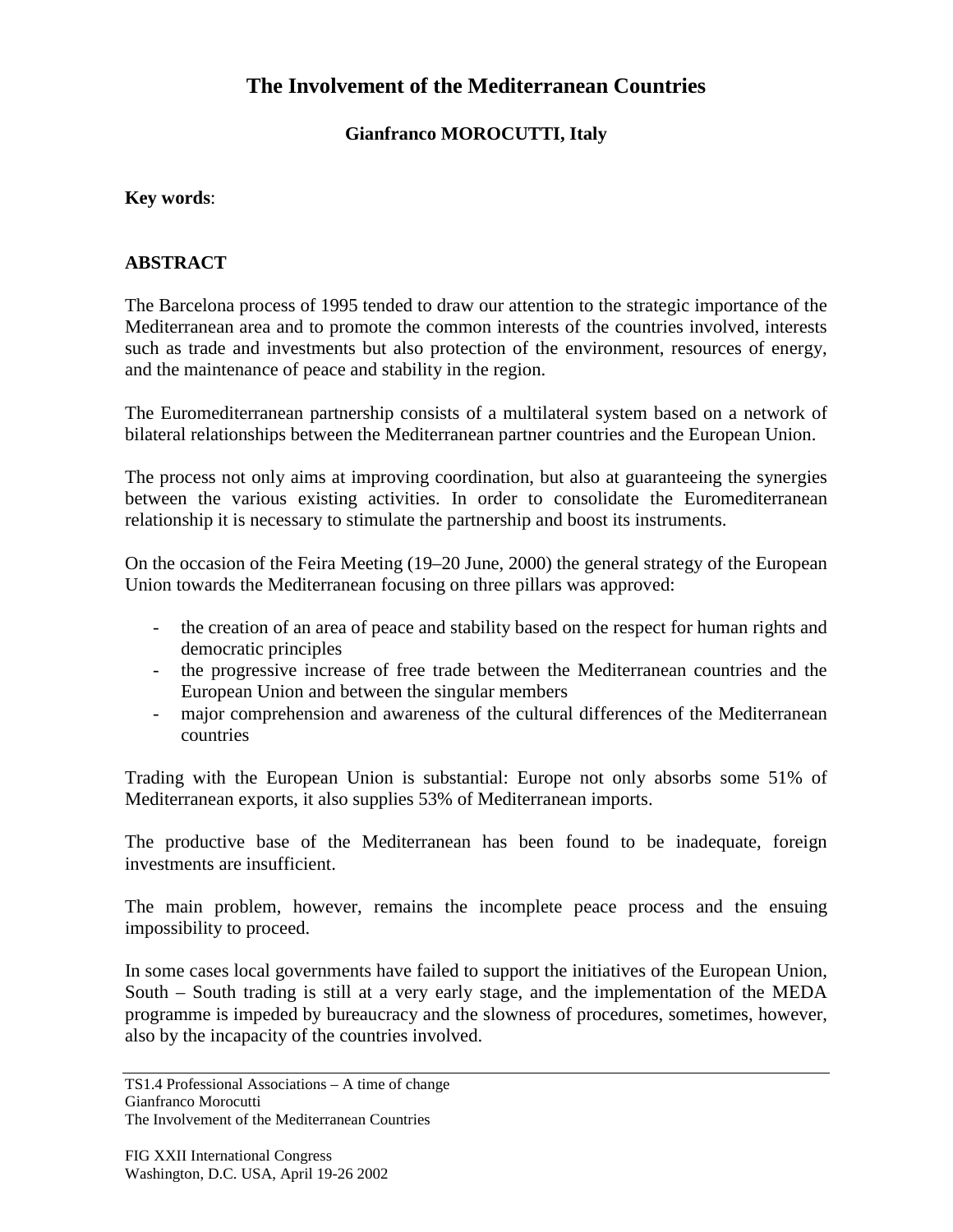# The Involvement of the Mediterranean Countries

**Gianfranco MOROCUTTI, Italy**

**Key words**:

## ABSTRACT

The Barcelona process of 1995 tended to draw our attention to the strategic importance of the Mediterranean area and to promote the common interests of the countries involved, interests such as trade and investments but also protection of the environment, resources of energy, and the maintenance of peace and stability in the region.

The Euromediterranean partnership consists of a multilateral system based on a network of bilateral relationships between the Mediterranean partner countries and the European Union.

The process not only aims at improving coordination, but also at guaranteeing the synergies between the various existing activities. In order to consolidate the Euromediterranean relationship it is necessary to stimulate the partnership and boost its instruments.

On the occasion of the Feira Meeting (19–20 June, 2000) the general strategy of the European Union towards the Mediterranean focusing on three pillars was approved:

- the creation of an area of peace and stability based on the respect for human rights and democratic principles
- the progressive increase of free trade between the Mediterranean countries and the European Union and between the singular members
- major comprehension and awareness of the cultural differences of the Mediterranean countries

Trading with the European Union is substantial: Europe not only absorbs some 51% of Mediterranean exports, it also supplies 53% of Mediterranean imports.

The productive base of the Mediterranean has been found to be inadequate, foreign investments are insufficient.

The main problem, however, remains the incomplete peace process and the ensuing impossibility to proceed.

In some cases local governments have failed to support the initiatives of the European Union, South – South trading is still at a very early stage, and the implementation of the MEDA programme is impeded by bureaucracy and the slowness of procedures, sometimes, however, also by the incapacity of the countries involved.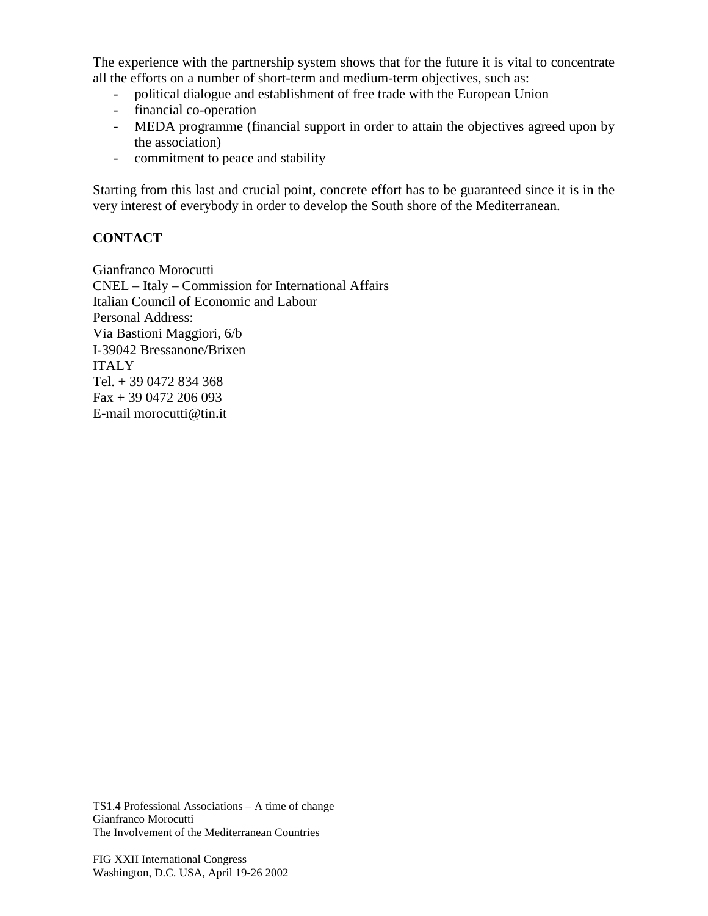The experience with the partnership system shows that for the future it is vital to concentrate all the efforts on a number of short-term and medium-term objectives, such as:

- political dialogue and establishment of free trade with the European Union
- financial co-operation
- MEDA programme (financial support in order to attain the objectives agreed upon by the association)
- commitment to peace and stability

Starting from this last and crucial point, concrete effort has to be guaranteed since it is in the very interest of everybody in order to develop the South shore of the Mediterranean.

**CONTACT**

Gianfranco Morocutti  
CNEL – Italy – Commission for International Affairs  
Italian Council of Economic and Labour  
Personal Address:  
Via Bastioni Maggiori, 6/b  
I-39042 Bressanone/Brixen  
ITALY  
Tel. + 39 0472 834 368  
Fax + 39 0472 206 093  
E-mail morocutti@tin.it